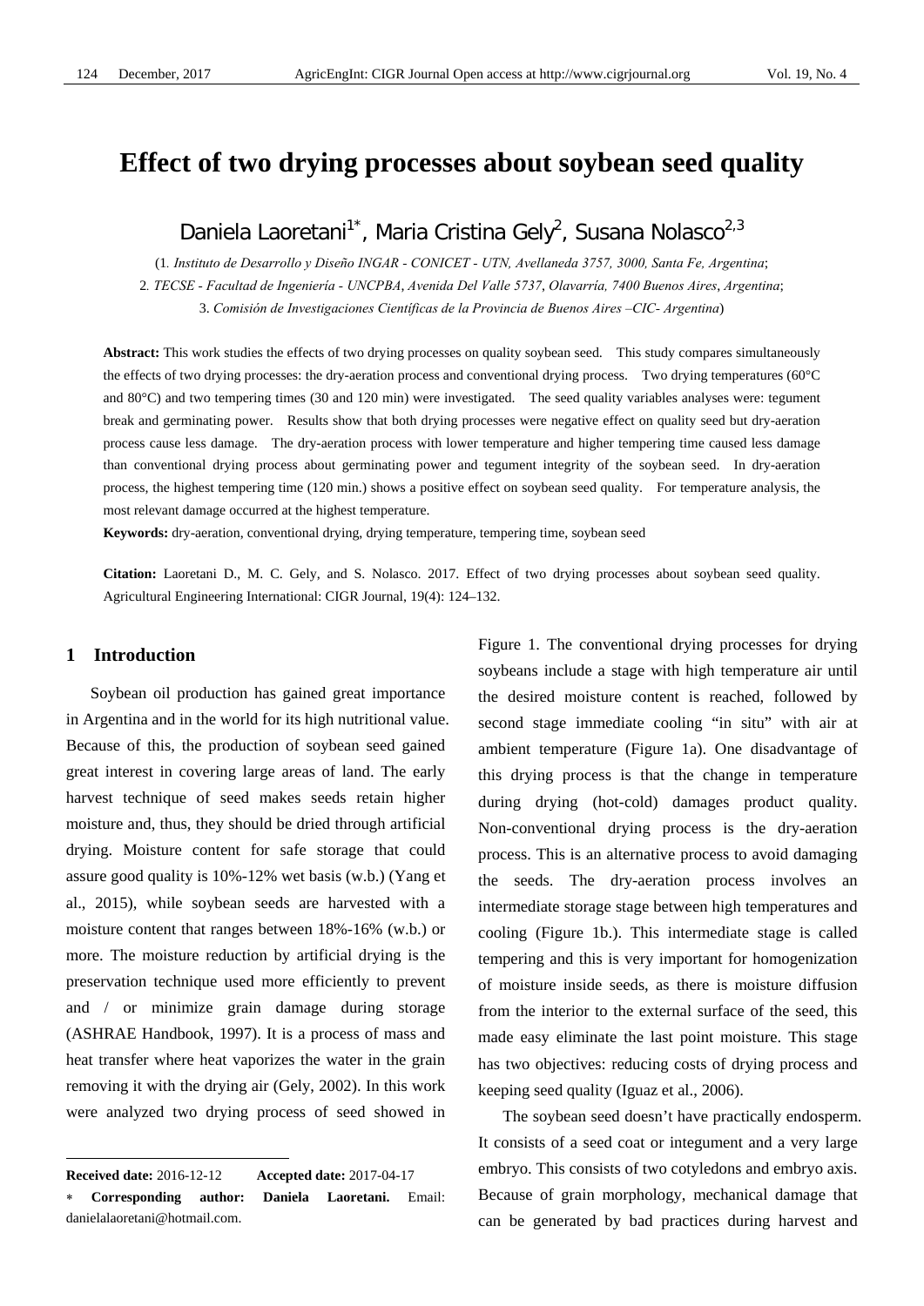# Effect of two drying processes about soybean seed quality

Daniela Laoretani[1*], Maria Cristina Gely[2], Susana Nolasco[2,3]

(1. *Instituto de Desarrollo y Diseño INGAR - CONICET - UTN, Avellaneda 3757, 3000, Santa Fe, Argentina*;
2. *TECSE - Facultad de Ingeniería - UNCPBA, Avenida Del Valle 5737, Olavarría, 7400 Buenos Aires, Argentina*;
3. *Comisión de Investigaciones Científicas de la Provincia de Buenos Aires –CIC- Argentina*)

**Abstract:** This work studies the effects of two drying processes on quality soybean seed. This study compares simultaneously the effects of two drying processes: the dry-aeration process and conventional drying process. Two drying temperatures (60°C and 80°C) and two tempering times (30 and 120 min) were investigated. The seed quality variables analyses were: tegument break and germinating power. Results show that both drying processes were negative effect on quality seed but dry-aeration process cause less damage. The dry-aeration process with lower temperature and higher tempering time caused less damage than conventional drying process about germinating power and tegument integrity of the soybean seed. In dry-aeration process, the highest tempering time (120 min.) shows a positive effect on soybean seed quality. For temperature analysis, the most relevant damage occurred at the highest temperature.

**Keywords:** dry-aeration, conventional drying, drying temperature, tempering time, soybean seed

**Citation:** Laoretani D., M. C. Gely, and S. Nolasco. 2017. Effect of two drying processes about soybean seed quality. Agricultural Engineering International: CIGR Journal, 19(4): 124–132.

## 1 Introduction

Soybean oil production has gained great importance in Argentina and in the world for its high nutritional value. Because of this, the production of soybean seed gained great interest in covering large areas of land. The early harvest technique of seed makes seeds retain higher moisture and, thus, they should be dried through artificial drying. Moisture content for safe storage that could assure good quality is 10%-12% wet basis (w.b.) (Yang et al., 2015), while soybean seeds are harvested with a moisture content that ranges between 18%-16% (w.b.) or more. The moisture reduction by artificial drying is the preservation technique used more efficiently to prevent and / or minimize grain damage during storage (ASHRAE Handbook, 1997). It is a process of mass and heat transfer where heat vaporizes the water in the grain removing it with the drying air (Gely, 2002). In this work were analyzed two drying process of seed showed in Figure 1. The conventional drying processes for drying soybeans include a stage with high temperature air until the desired moisture content is reached, followed by second stage immediate cooling "in situ" with air at ambient temperature (Figure 1a). One disadvantage of this drying process is that the change in temperature during drying (hot-cold) damages product quality. Non-conventional drying process is the dry-aeration process. This is an alternative process to avoid damaging the seeds. The dry-aeration process involves an intermediate storage stage between high temperatures and cooling (Figure 1b.). This intermediate stage is called tempering and this is very important for homogenization of moisture inside seeds, as there is moisture diffusion from the interior to the external surface of the seed, this made easy eliminate the last point moisture. This stage has two objectives: reducing costs of drying process and keeping seed quality (Iguaz et al., 2006).

The soybean seed doesn't have practically endosperm. It consists of a seed coat or integument and a very large embryo. This consists of two cotyledons and embryo axis. Because of grain morphology, mechanical damage that can be generated by bad practices during harvest and

---

**Received date:** 2016-12-12 **Accepted date:** 2017-04-17

\* **Corresponding author: Daniela Laoretani.** Email: danielalaoretani@hotmail.com.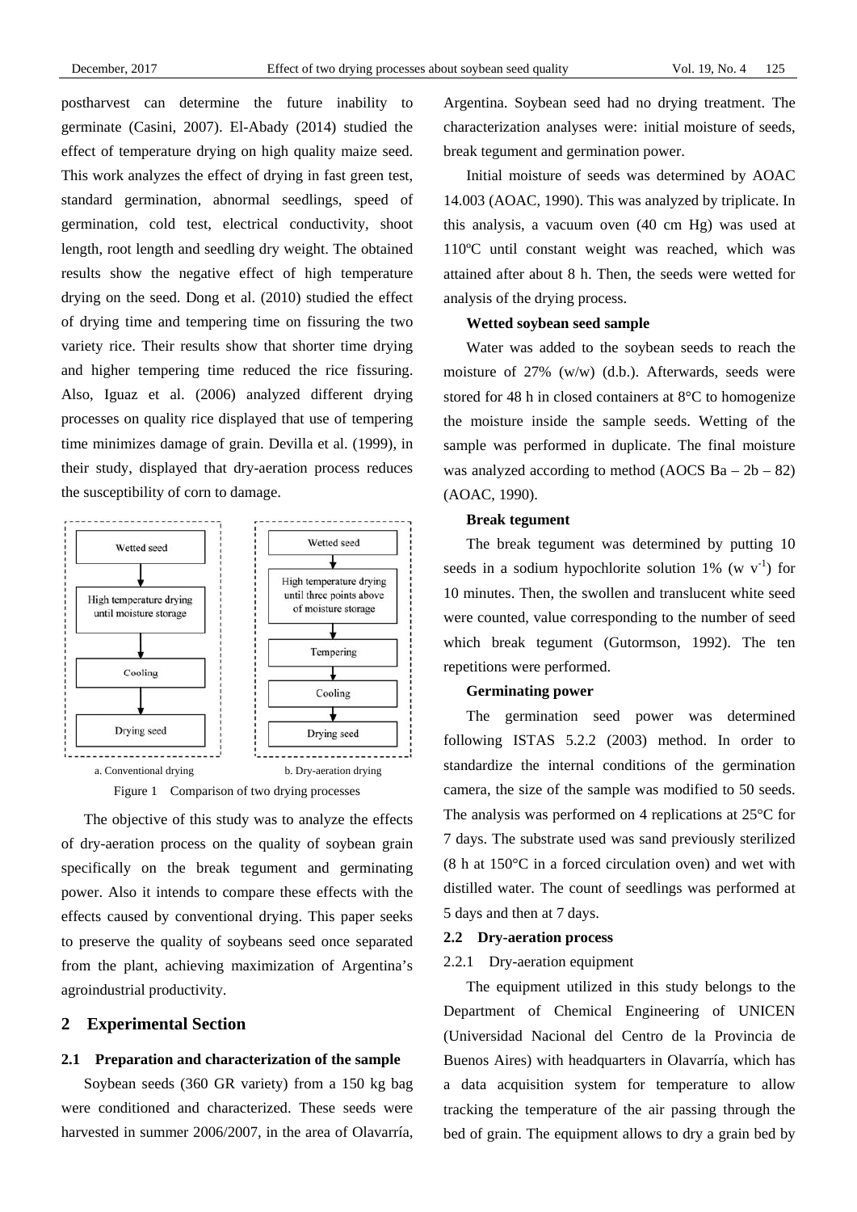postharvest can determine the future inability to germinate (Casini, 2007). El-Abady (2014) studied the effect of temperature drying on high quality maize seed. This work analyzes the effect of drying in fast green test, standard germination, abnormal seedlings, speed of germination, cold test, electrical conductivity, shoot length, root length and seedling dry weight. The obtained results show the negative effect of high temperature drying on the seed. Dong et al. (2010) studied the effect of drying time and tempering time on fissuring the two variety rice. Their results show that shorter time drying and higher tempering time reduced the rice fissuring. Also, Iguaz et al. (2006) analyzed different drying processes on quality rice displayed that use of tempering time minimizes damage of grain. Devilla et al. (1999), in their study, displayed that dry-aeration process reduces the susceptibility of corn to damage.

a. Conventional drying: Wetted seed → High temperature drying until moisture storage → Cooling → Drying seed

b. Dry-aeration drying: Wetted seed → High temperature drying until three points above of moisture storage → Tempering → Cooling → Drying seed

Figure 1 Comparison of two drying processes

The objective of this study was to analyze the effects of dry-aeration process on the quality of soybean grain specifically on the break tegument and germinating power. Also it intends to compare these effects with the effects caused by conventional drying. This paper seeks to preserve the quality of soybeans seed once separated from the plant, achieving maximization of Argentina's agroindustrial productivity.

## 2 Experimental Section

### 2.1 Preparation and characterization of the sample

Soybean seeds (360 GR variety) from a 150 kg bag were conditioned and characterized. These seeds were harvested in summer 2006/2007, in the area of Olavarría, Argentina. Soybean seed had no drying treatment. The characterization analyses were: initial moisture of seeds, break tegument and germination power.

Initial moisture of seeds was determined by AOAC 14.003 (AOAC, 1990). This was analyzed by triplicate. In this analysis, a vacuum oven (40 cm Hg) was used at 110ºC until constant weight was reached, which was attained after about 8 h. Then, the seeds were wetted for analysis of the drying process.

**Wetted soybean seed sample**

Water was added to the soybean seeds to reach the moisture of 27% (w/w) (d.b.). Afterwards, seeds were stored for 48 h in closed containers at 8°C to homogenize the moisture inside the sample seeds. Wetting of the sample was performed in duplicate. The final moisture was analyzed according to method (AOCS Ba – 2b – 82) (AOAC, 1990).

**Break tegument**

The break tegument was determined by putting 10 seeds in a sodium hypochlorite solution 1% (w $v^{-1}$) for 10 minutes. Then, the swollen and translucent white seed were counted, value corresponding to the number of seed which break tegument (Gutormson, 1992). The ten repetitions were performed.

**Germinating power**

The germination seed power was determined following ISTAS 5.2.2 (2003) method. In order to standardize the internal conditions of the germination camera, the size of the sample was modified to 50 seeds. The analysis was performed on 4 replications at 25°C for 7 days. The substrate used was sand previously sterilized (8 h at 150°C in a forced circulation oven) and wet with distilled water. The count of seedlings was performed at 5 days and then at 7 days.

### 2.2 Dry-aeration process

#### 2.2.1 Dry-aeration equipment

The equipment utilized in this study belongs to the Department of Chemical Engineering of UNICEN (Universidad Nacional del Centro de la Provincia de Buenos Aires) with headquarters in Olavarría, which has a data acquisition system for temperature to allow tracking the temperature of the air passing through the bed of grain. The equipment allows to dry a grain bed by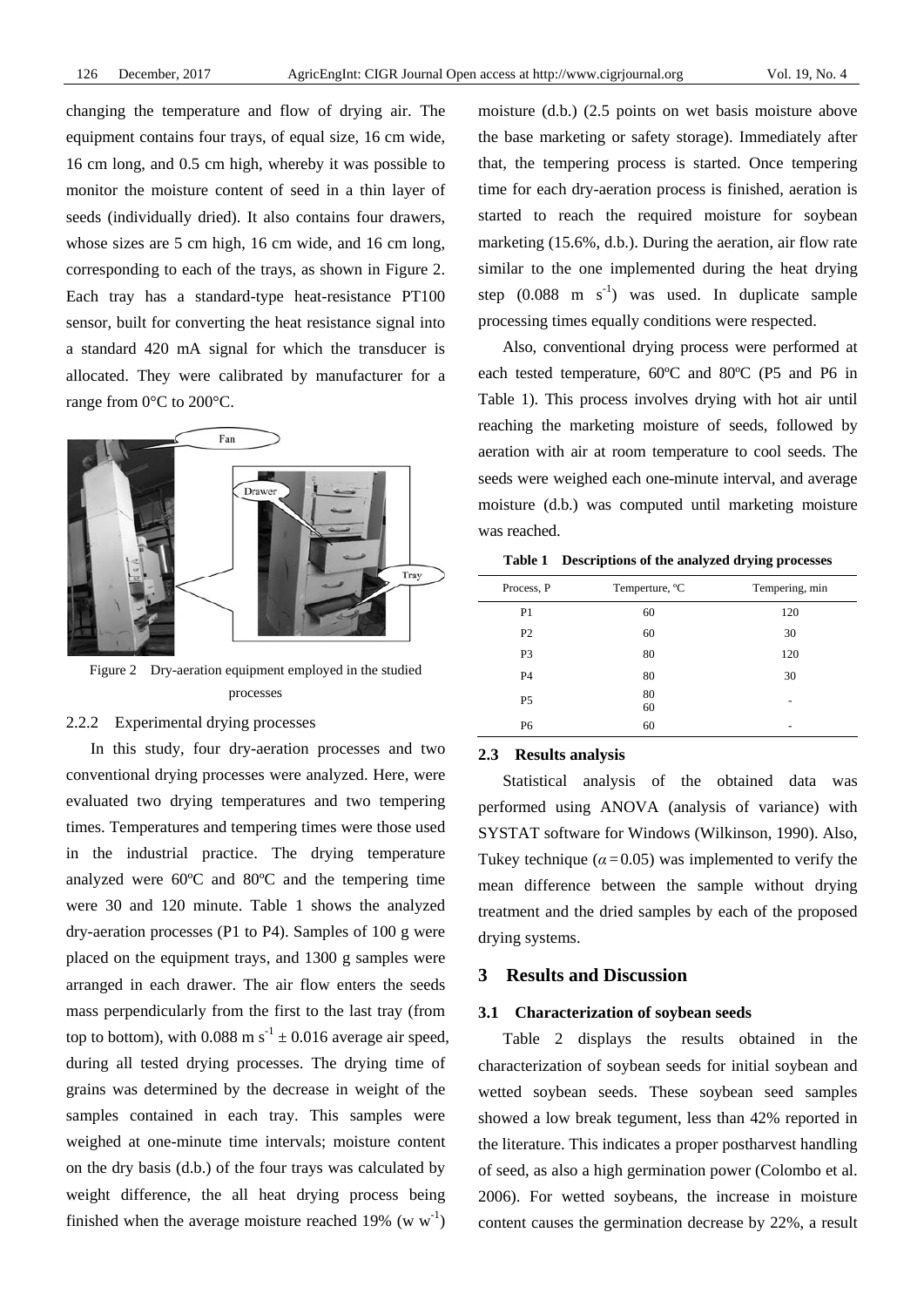changing the temperature and flow of drying air. The equipment contains four trays, of equal size, 16 cm wide, 16 cm long, and 0.5 cm high, whereby it was possible to monitor the moisture content of seed in a thin layer of seeds (individually dried). It also contains four drawers, whose sizes are 5 cm high, 16 cm wide, and 16 cm long, corresponding to each of the trays, as shown in Figure 2. Each tray has a standard-type heat-resistance PT100 sensor, built for converting the heat resistance signal into a standard 420 mA signal for which the transducer is allocated. They were calibrated by manufacturer for a range from 0°C to 200°C.

Figure 2 Dry-aeration equipment employed in the studied processes

#### 2.2.2 Experimental drying processes

In this study, four dry-aeration processes and two conventional drying processes were analyzed. Here, were evaluated two drying temperatures and two tempering times. Temperatures and tempering times were those used in the industrial practice. The drying temperature analyzed were 60ºC and 80ºC and the tempering time were 30 and 120 minute. Table 1 shows the analyzed dry-aeration processes (P1 to P4). Samples of 100 g were placed on the equipment trays, and 1300 g samples were arranged in each drawer. The air flow enters the seeds mass perpendicularly from the first to the last tray (from top to bottom), with 0.088 m $s^{-1}$ ± 0.016 average air speed, during all tested drying processes. The drying time of grains was determined by the decrease in weight of the samples contained in each tray. This samples were weighed at one-minute time intervals; moisture content on the dry basis (d.b.) of the four trays was calculated by weight difference, the all heat drying process being finished when the average moisture reached 19% (w $w^{-1}$) moisture (d.b.) (2.5 points on wet basis moisture above the base marketing or safety storage). Immediately after that, the tempering process is started. Once tempering time for each dry-aeration process is finished, aeration is started to reach the required moisture for soybean marketing (15.6%, d.b.). During the aeration, air flow rate similar to the one implemented during the heat drying step (0.088 m $s^{-1}$) was used. In duplicate sample processing times equally conditions were respected.

Also, conventional drying process were performed at each tested temperature, 60ºC and 80ºC (P5 and P6 in Table 1). This process involves drying with hot air until reaching the marketing moisture of seeds, followed by aeration with air at room temperature to cool seeds. The seeds were weighed each one-minute interval, and average moisture (d.b.) was computed until marketing moisture was reached.

**Table 1 Descriptions of the analyzed drying processes**

| Process, P | Temperture, ºC | Tempering, min |
|---|---|---|
| P1 | 60 | 120 |
| P2 | 60 | 30 |
| P3 | 80 | 120 |
| P4 | 80 | 30 |
| P5 | 80<br>60 | - |
| P6 | 60 | - |

### 2.3 Results analysis

Statistical analysis of the obtained data was performed using ANOVA (analysis of variance) with SYSTAT software for Windows (Wilkinson, 1990). Also, Tukey technique ($\alpha = 0.05$) was implemented to verify the mean difference between the sample without drying treatment and the dried samples by each of the proposed drying systems.

## 3 Results and Discussion

### 3.1 Characterization of soybean seeds

Table 2 displays the results obtained in the characterization of soybean seeds for initial soybean and wetted soybean seeds. These soybean seed samples showed a low break tegument, less than 42% reported in the literature. This indicates a proper postharvest handling of seed, as also a high germination power (Colombo et al. 2006). For wetted soybeans, the increase in moisture content causes the germination decrease by 22%, a result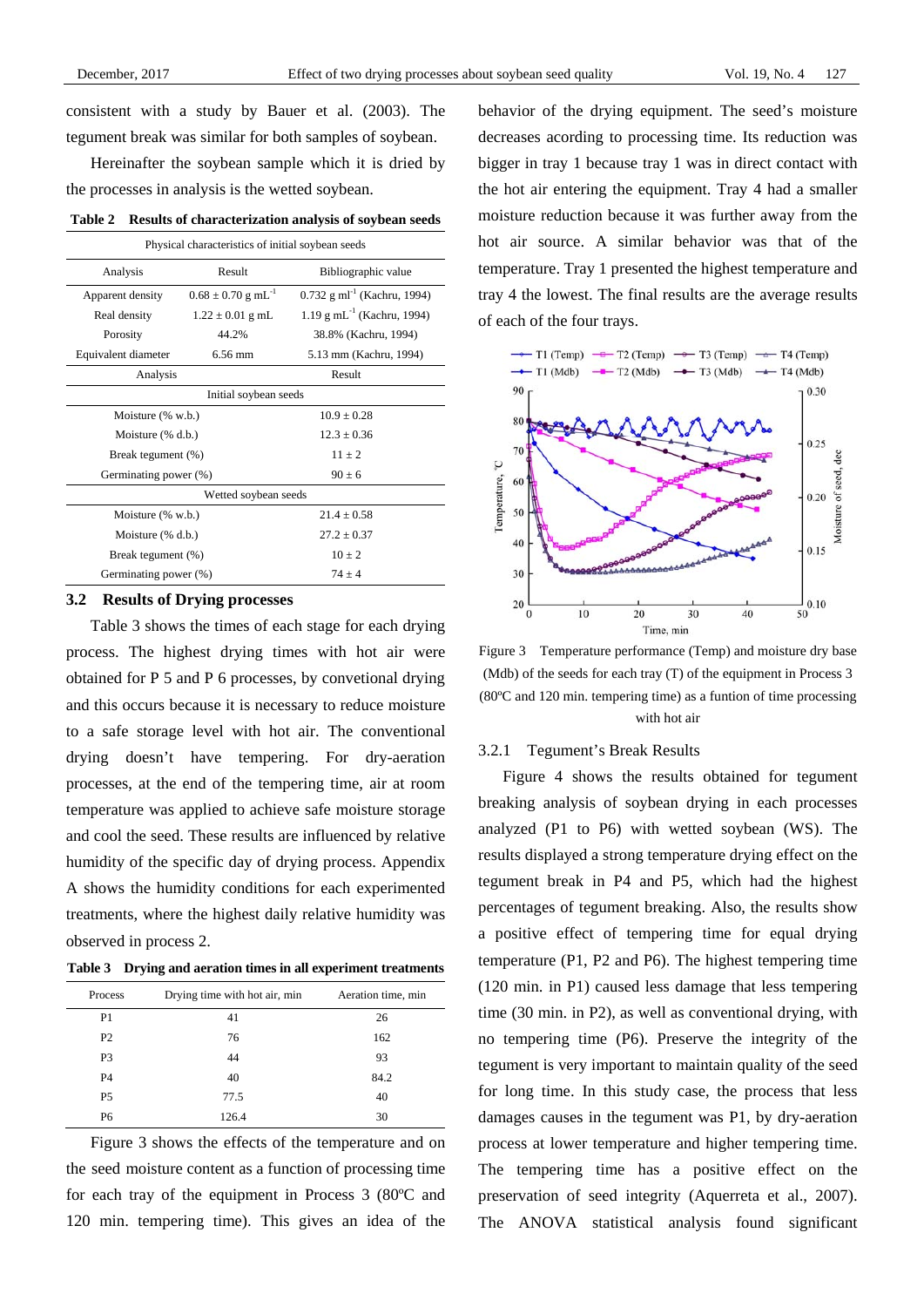consistent with a study by Bauer et al. (2003). The tegument break was similar for both samples of soybean.

Hereinafter the soybean sample which it is dried by the processes in analysis is the wetted soybean.

**Table 2 Results of characterization analysis of soybean seeds**

| Physical characteristics of initial soybean seeds | | |
|---|---|---|
| Analysis | Result | Bibliographic value |
| Apparent density | $0.68 \pm 0.70$ g $mL^{-1}$ | 0.732 g $ml^{-1}$ (Kachru, 1994) |
| Real density | $1.22 \pm 0.01$ g mL | 1.19 g $mL^{-1}$ (Kachru, 1994) |
| Porosity | 44.2% | 38.8% (Kachru, 1994) |
| Equivalent diameter | 6.56 mm | 5.13 mm (Kachru, 1994) |
| Analysis | Result | |
| Initial soybean seeds | | |
| Moisture (% w.b.) | $10.9 \pm 0.28$ | |
| Moisture (% d.b.) | $12.3 \pm 0.36$ | |
| Break tegument (%) | $11 \pm 2$ | |
| Germinating power (%) | $90 \pm 6$ | |
| Wetted soybean seeds | | |
| Moisture (% w.b.) | $21.4 \pm 0.58$ | |
| Moisture (% d.b.) | $27.2 \pm 0.37$ | |
| Break tegument (%) | $10 \pm 2$ | |
| Germinating power (%) | $74 \pm 4$ | |

### 3.2 Results of Drying processes

Table 3 shows the times of each stage for each drying process. The highest drying times with hot air were obtained for P 5 and P 6 processes, by convetional drying and this occurs because it is necessary to reduce moisture to a safe storage level with hot air. The conventional drying doesn't have tempering. For dry-aeration processes, at the end of the tempering time, air at room temperature was applied to achieve safe moisture storage and cool the seed. These results are influenced by relative humidity of the specific day of drying process. Appendix A shows the humidity conditions for each experimented treatments, where the highest daily relative humidity was observed in process 2.

**Table 3 Drying and aeration times in all experiment treatments**

| Process | Drying time with hot air, min | Aeration time, min |
|---|---|---|
| P1 | 41 | 26 |
| P2 | 76 | 162 |
| P3 | 44 | 93 |
| P4 | 40 | 84.2 |
| P5 | 77.5 | 40 |
| P6 | 126.4 | 30 |

Figure 3 shows the effects of the temperature and on the seed moisture content as a function of processing time for each tray of the equipment in Process 3 (80ºC and 120 min. tempering time). This gives an idea of the behavior of the drying equipment. The seed's moisture decreases acording to processing time. Its reduction was bigger in tray 1 because tray 1 was in direct contact with the hot air entering the equipment. Tray 4 had a smaller moisture reduction because it was further away from the hot air source. A similar behavior was that of the temperature. Tray 1 presented the highest temperature and tray 4 the lowest. The final results are the average results of each of the four trays.

Figure 3 Temperature performance (Temp) and moisture dry base (Mdb) of the seeds for each tray (T) of the equipment in Process 3 (80ºC and 120 min. tempering time) as a funtion of time processing with hot air

#### 3.2.1 Tegument's Break Results

Figure 4 shows the results obtained for tegument breaking analysis of soybean drying in each processes analyzed (P1 to P6) with wetted soybean (WS). The results displayed a strong temperature drying effect on the tegument break in P4 and P5, which had the highest percentages of tegument breaking. Also, the results show a positive effect of tempering time for equal drying temperature (P1, P2 and P6). The highest tempering time (120 min. in P1) caused less damage that less tempering time (30 min. in P2), as well as conventional drying, with no tempering time (P6). Preserve the integrity of the tegument is very important to maintain quality of the seed for long time. In this study case, the process that less damages causes in the tegument was P1, by dry-aeration process at lower temperature and higher tempering time. The tempering time has a positive effect on the preservation of seed integrity (Aquerreta et al., 2007). The ANOVA statistical analysis found significant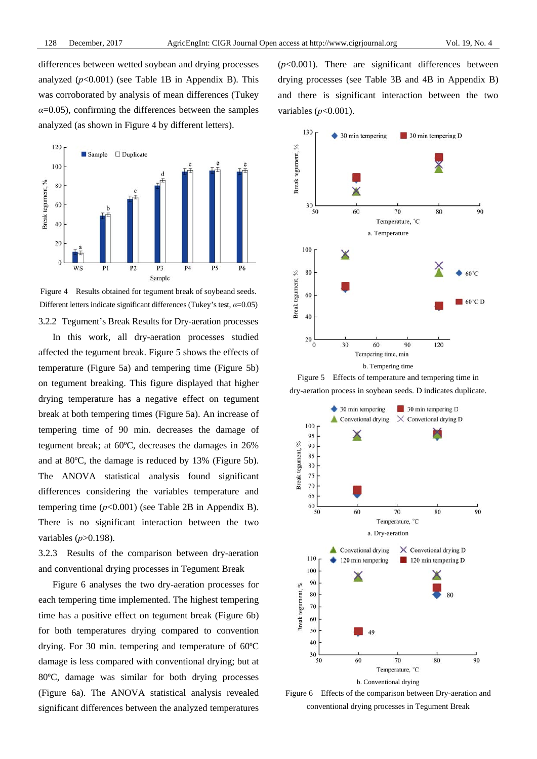differences between wetted soybean and drying processes analyzed ($p$<0.001) (see Table 1B in Appendix B). This was corroborated by analysis of mean differences (Tukey $\alpha$=0.05), confirming the differences between the samples analyzed (as shown in Figure 4 by different letters).

Figure 4 Results obtained for tegument break of soybeand seeds. Different letters indicate significant differences (Tukey's test, $\alpha$=0.05)

### 3.2.2 Tegument's Break Results for Dry-aeration processes

In this work, all dry-aeration processes studied affected the tegument break. Figure 5 shows the effects of temperature (Figure 5a) and tempering time (Figure 5b) on tegument breaking. This figure displayed that higher drying temperature has a negative effect on tegument break at both tempering times (Figure 5a). An increase of tempering time of 90 min. decreases the damage of tegument break; at 60ºC, decreases the damages in 26% and at 80ºC, the damage is reduced by 13% (Figure 5b). The ANOVA statistical analysis found significant differences considering the variables temperature and tempering time ($p$<0.001) (see Table 2B in Appendix B). There is no significant interaction between the two variables ($p$>0.198).

### 3.2.3 Results of the comparison between dry-aeration and conventional drying processes in Tegument Break

Figure 6 analyses the two dry-aeration processes for each tempering time implemented. The highest tempering time has a positive effect on tegument break (Figure 6b) for both temperatures drying compared to convention drying. For 30 min. tempering and temperature of 60ºC damage is less compared with conventional drying; but at 80ºC, damage was similar for both drying processes (Figure 6a). The ANOVA statistical analysis revealed significant differences between the analyzed temperatures ($p$<0.001). There are significant differences between drying processes (see Table 3B and 4B in Appendix B) and there is significant interaction between the two variables ($p$<0.001).

Figure 5 Effects of temperature and tempering time in dry-aeration process in soybean seeds. D indicates duplicate.

Figure 6 Effects of the comparison between Dry-aeration and conventional drying processes in Tegument Break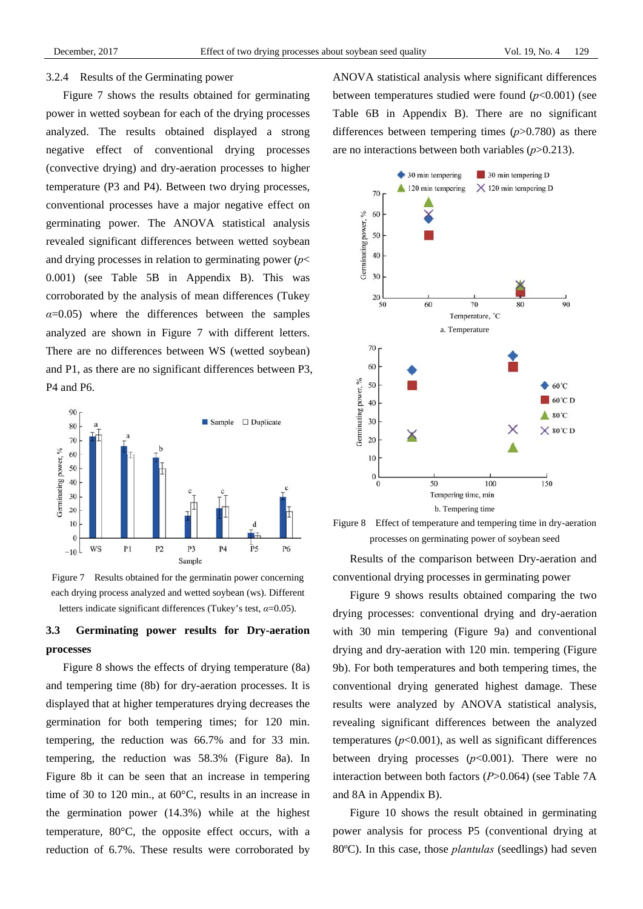### 3.2.4 Results of the Germinating power

Figure 7 shows the results obtained for germinating power in wetted soybean for each of the drying processes analyzed. The results obtained displayed a strong negative effect of conventional drying processes (convective drying) and dry-aeration processes to higher temperature (P3 and P4). Between two drying processes, conventional processes have a major negative effect on germinating power. The ANOVA statistical analysis revealed significant differences between wetted soybean and drying processes in relation to germinating power ($p$< 0.001) (see Table 5B in Appendix B). This was corroborated by the analysis of mean differences (Tukey $\alpha$=0.05) where the differences between the samples analyzed are shown in Figure 7 with different letters. There are no differences between WS (wetted soybean) and P1, as there are no significant differences between P3, P4 and P6.

Figure 7 Results obtained for the germinatin power concerning each drying process analyzed and wetted soybean (ws). Different letters indicate significant differences (Tukey's test, $\alpha$=0.05).

## 3.3 Germinating power results for Dry-aeration processes

Figure 8 shows the effects of drying temperature (8a) and tempering time (8b) for dry-aeration processes. It is displayed that at higher temperatures drying decreases the germination for both tempering times; for 120 min. tempering, the reduction was 66.7% and for 33 min. tempering, the reduction was 58.3% (Figure 8a). In Figure 8b it can be seen that an increase in tempering time of 30 to 120 min., at 60°C, results in an increase in the germination power (14.3%) while at the highest temperature, 80°C, the opposite effect occurs, with a reduction of 6.7%. These results were corroborated by ANOVA statistical analysis where significant differences between temperatures studied were found ($p$<0.001) (see Table 6B in Appendix B). There are no significant differences between tempering times ($p$>0.780) as there are no interactions between both variables ($p$>0.213).

Figure 8 Effect of temperature and tempering time in dry-aeration processes on germinating power of soybean seed

Results of the comparison between Dry-aeration and conventional drying processes in germinating power

Figure 9 shows results obtained comparing the two drying processes: conventional drying and dry-aeration with 30 min tempering (Figure 9a) and conventional drying and dry-aeration with 120 min. tempering (Figure 9b). For both temperatures and both tempering times, the conventional drying generated highest damage. These results were analyzed by ANOVA statistical analysis, revealing significant differences between the analyzed temperatures ($p$<0.001), as well as significant differences between drying processes ($p$<0.001). There were no interaction between both factors ($P$>0.064) (see Table 7A and 8A in Appendix B).

Figure 10 shows the result obtained in germinating power analysis for process P5 (conventional drying at 80ºC). In this case, those *plantulas* (seedlings) had seven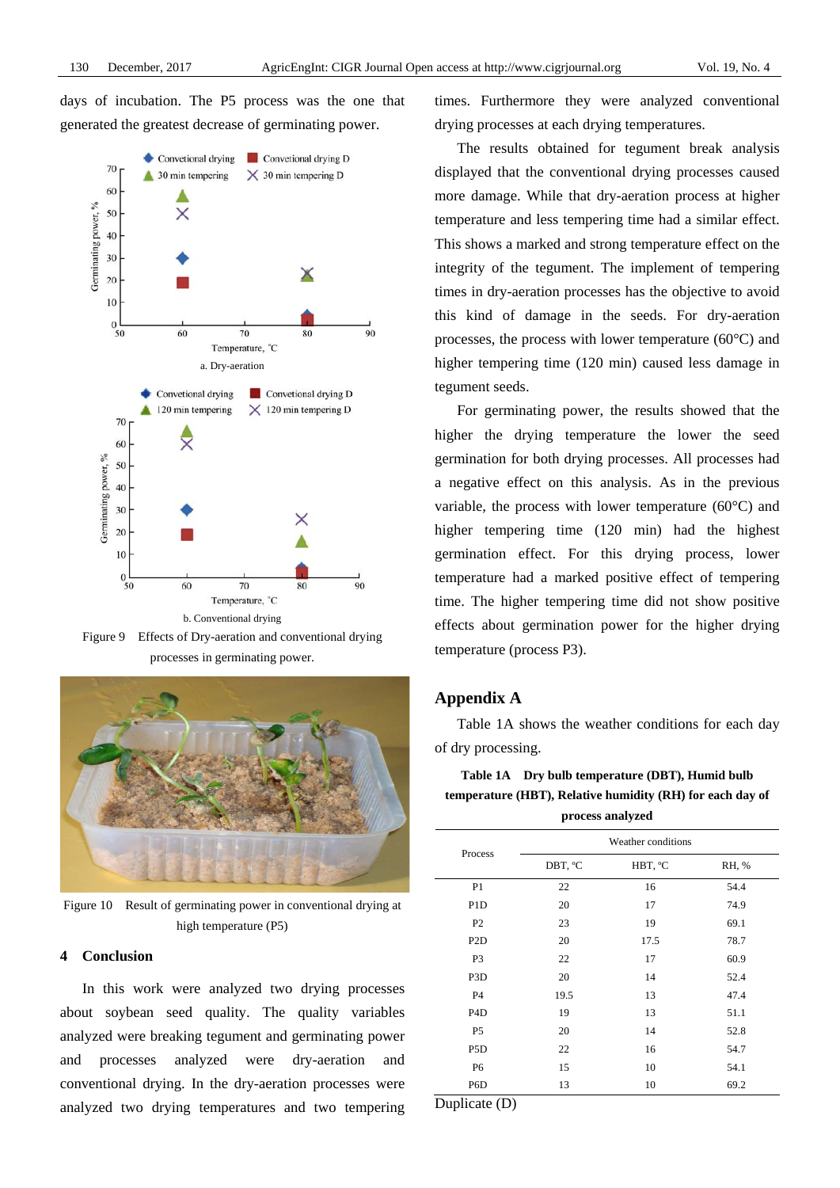days of incubation. The P5 process was the one that generated the greatest decrease of germinating power.

a. Dry-aeration

b. Conventional drying

Figure 9 Effects of Dry-aeration and conventional drying processes in germinating power.

Figure 10 Result of germinating power in conventional drying at high temperature (P5)

## 4 Conclusion

In this work were analyzed two drying processes about soybean seed quality. The quality variables analyzed were breaking tegument and germinating power and processes analyzed were dry-aeration and conventional drying. In the dry-aeration processes were analyzed two drying temperatures and two tempering times. Furthermore they were analyzed conventional drying processes at each drying temperatures.

The results obtained for tegument break analysis displayed that the conventional drying processes caused more damage. While that dry-aeration process at higher temperature and less tempering time had a similar effect. This shows a marked and strong temperature effect on the integrity of the tegument. The implement of tempering times in dry-aeration processes has the objective to avoid this kind of damage in the seeds. For dry-aeration processes, the process with lower temperature (60°C) and higher tempering time (120 min) caused less damage in tegument seeds.

For germinating power, the results showed that the higher the drying temperature the lower the seed germination for both drying processes. All processes had a negative effect on this analysis. As in the previous variable, the process with lower temperature (60°C) and higher tempering time (120 min) had the highest germination effect. For this drying process, lower temperature had a marked positive effect of tempering time. The higher tempering time did not show positive effects about germination power for the higher drying temperature (process P3).

## Appendix A

Table 1A shows the weather conditions for each day of dry processing.

**Table 1A Dry bulb temperature (DBT), Humid bulb temperature (HBT), Relative humidity (RH) for each day of process analyzed**

| Process | Weather conditions | | |
|---|---|---|---|
| | DBT, °C | HBT, °C | RH, % |
| P1 | 22 | 16 | 54.4 |
| P1D | 20 | 17 | 74.9 |
| P2 | 23 | 19 | 69.1 |
| P2D | 20 | 17.5 | 78.7 |
| P3 | 22 | 17 | 60.9 |
| P3D | 20 | 14 | 52.4 |
| P4 | 19.5 | 13 | 47.4 |
| P4D | 19 | 13 | 51.1 |
| P5 | 20 | 14 | 52.8 |
| P5D | 22 | 16 | 54.7 |
| P6 | 15 | 10 | 54.1 |
| P6D | 13 | 10 | 69.2 |

Duplicate (D)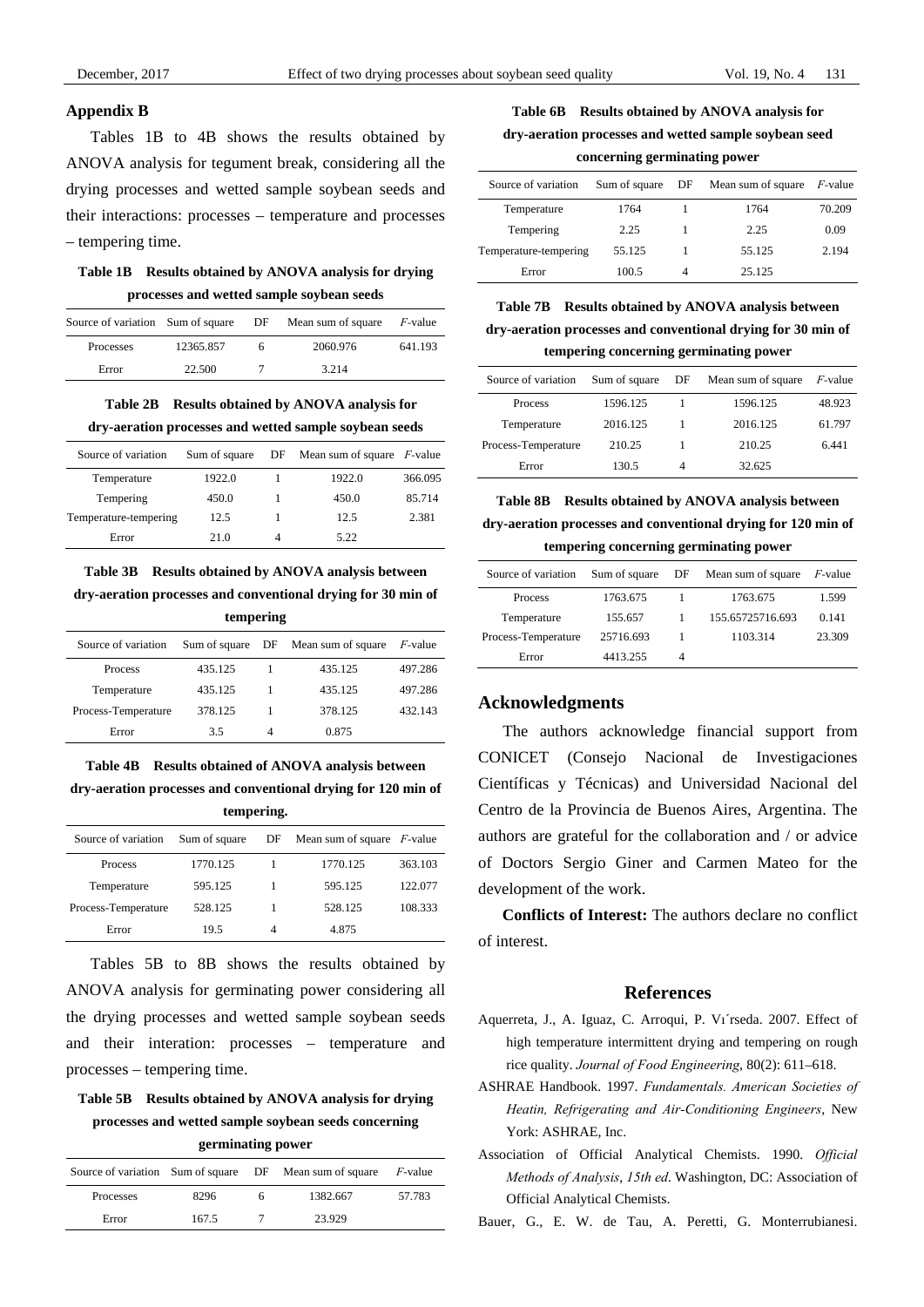## Appendix B

Tables 1B to 4B shows the results obtained by ANOVA analysis for tegument break, considering all the drying processes and wetted sample soybean seeds and their interactions: processes – temperature and processes – tempering time.

**Table 1B Results obtained by ANOVA analysis for drying processes and wetted sample soybean seeds**

| Source of variation | Sum of square | DF | Mean sum of square | *F*-value |
|---|---|---|---|---|
| Processes | 12365.857 | 6 | 2060.976 | 641.193 |
| Error | 22.500 | 7 | 3.214 | |

**Table 2B Results obtained by ANOVA analysis for dry-aeration processes and wetted sample soybean seeds**

| Source of variation | Sum of square | DF | Mean sum of square | *F*-value |
|---|---|---|---|---|
| Temperature | 1922.0 | 1 | 1922.0 | 366.095 |
| Tempering | 450.0 | 1 | 450.0 | 85.714 |
| Temperature-tempering | 12.5 | 1 | 12.5 | 2.381 |
| Error | 21.0 | 4 | 5.22 | |

**Table 3B Results obtained by ANOVA analysis between dry-aeration processes and conventional drying for 30 min of tempering**

| Source of variation | Sum of square | DF | Mean sum of square | *F*-value |
|---|---|---|---|---|
| Process | 435.125 | 1 | 435.125 | 497.286 |
| Temperature | 435.125 | 1 | 435.125 | 497.286 |
| Process-Temperature | 378.125 | 1 | 378.125 | 432.143 |
| Error | 3.5 | 4 | 0.875 | |

**Table 4B Results obtained of ANOVA analysis between dry-aeration processes and conventional drying for 120 min of tempering.**

| Source of variation | Sum of square | DF | Mean sum of square | *F*-value |
|---|---|---|---|---|
| Process | 1770.125 | 1 | 1770.125 | 363.103 |
| Temperature | 595.125 | 1 | 595.125 | 122.077 |
| Process-Temperature | 528.125 | 1 | 528.125 | 108.333 |
| Error | 19.5 | 4 | 4.875 | |

Tables 5B to 8B shows the results obtained by ANOVA analysis for germinating power considering all the drying processes and wetted sample soybean seeds and their interation: processes – temperature and processes – tempering time.

**Table 5B Results obtained by ANOVA analysis for drying processes and wetted sample soybean seeds concerning germinating power**

| Source of variation | Sum of square | DF | Mean sum of square | *F*-value |
|---|---|---|---|---|
| Processes | 8296 | 6 | 1382.667 | 57.783 |
| Error | 167.5 | 7 | 23.929 | |

**Table 6B Results obtained by ANOVA analysis for dry-aeration processes and wetted sample soybean seed concerning germinating power**

| Source of variation | Sum of square | DF | Mean sum of square | *F*-value |
|---|---|---|---|---|
| Temperature | 1764 | 1 | 1764 | 70.209 |
| Tempering | 2.25 | 1 | 2.25 | 0.09 |
| Temperature-tempering | 55.125 | 1 | 55.125 | 2.194 |
| Error | 100.5 | 4 | 25.125 | |

**Table 7B Results obtained by ANOVA analysis between dry-aeration processes and conventional drying for 30 min of tempering concerning germinating power**

| Source of variation | Sum of square | DF | Mean sum of square | *F*-value |
|---|---|---|---|---|
| Process | 1596.125 | 1 | 1596.125 | 48.923 |
| Temperature | 2016.125 | 1 | 2016.125 | 61.797 |
| Process-Temperature | 210.25 | 1 | 210.25 | 6.441 |
| Error | 130.5 | 4 | 32.625 | |

**Table 8B Results obtained by ANOVA analysis between dry-aeration processes and conventional drying for 120 min of tempering concerning germinating power**

| Source of variation | Sum of square | DF | Mean sum of square | *F*-value |
|---|---|---|---|---|
| Process | 1763.675 | 1 | 1763.675 | 1.599 |
| Temperature | 155.657 | 1 | 155.65725716.693 | 0.141 |
| Process-Temperature | 25716.693 | 1 | 1103.314 | 23.309 |
| Error | 4413.255 | 4 | | |

## Acknowledgments

The authors acknowledge financial support from CONICET (Consejo Nacional de Investigaciones Científicas y Técnicas) and Universidad Nacional del Centro de la Provincia de Buenos Aires, Argentina. The authors are grateful for the collaboration and / or advice of Doctors Sergio Giner and Carmen Mateo for the development of the work.

**Conflicts of Interest:** The authors declare no conflict of interest.

## References

Aquerreta, J., A. Iguaz, C. Arroqui, P. Vı´rseda. 2007. Effect of high temperature intermittent drying and tempering on rough rice quality. *Journal of Food Engineering*, 80(2): 611–618.

ASHRAE Handbook. 1997. *Fundamentals. American Societies of Heatin, Refrigerating and Air-Conditioning Engineers*, New York: ASHRAE, Inc.

Association of Official Analytical Chemists. 1990. *Official Methods of Analysis*, *15th ed*. Washington, DC: Association of Official Analytical Chemists.

Bauer, G., E. W. de Tau, A. Peretti, G. Monterrubianesi.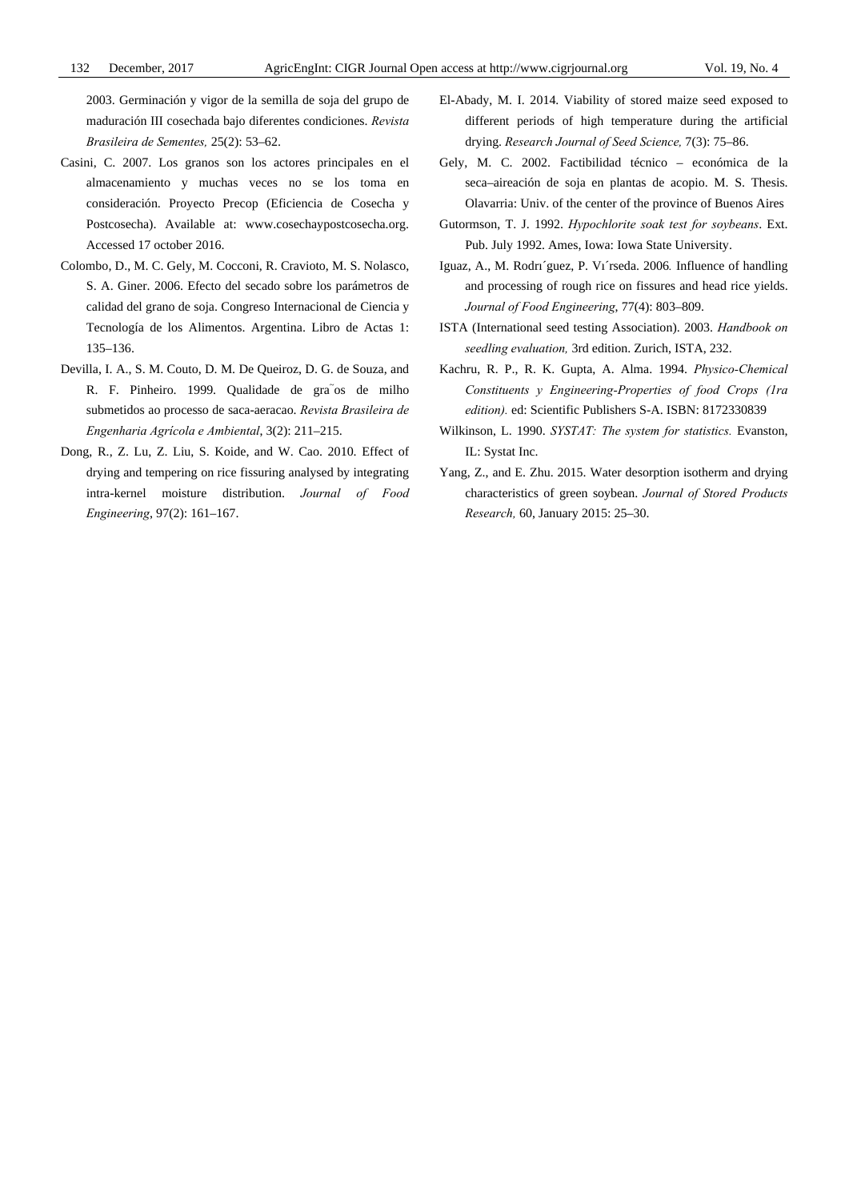2003. Germinación y vigor de la semilla de soja del grupo de maduración III cosechada bajo diferentes condiciones. *Revista Brasileira de Sementes,* 25(2): 53–62.

Casini, C. 2007. Los granos son los actores principales en el almacenamiento y muchas veces no se los toma en consideración. Proyecto Precop (Eficiencia de Cosecha y Postcosecha). Available at: www.cosechaypostcosecha.org. Accessed 17 october 2016.

Colombo, D., M. C. Gely, M. Cocconi, R. Cravioto, M. S. Nolasco, S. A. Giner. 2006. Efecto del secado sobre los parámetros de calidad del grano de soja. Congreso Internacional de Ciencia y Tecnología de los Alimentos. Argentina. Libro de Actas 1: 135–136.

Devilla, I. A., S. M. Couto, D. M. De Queiroz, D. G. de Souza, and R. F. Pinheiro. 1999. Qualidade de gra˜os de milho submetidos ao processo de saca-aeracao. *Revista Brasileira de Engenharia Agrícola e Ambiental*, 3(2): 211–215.

Dong, R., Z. Lu, Z. Liu, S. Koide, and W. Cao. 2010. Effect of drying and tempering on rice fissuring analysed by integrating intra-kernel moisture distribution. *Journal of Food Engineering*, 97(2): 161–167.

El-Abady, M. I. 2014. Viability of stored maize seed exposed to different periods of high temperature during the artificial drying. *Research Journal of Seed Science,* 7(3): 75–86.

Gely, M. C. 2002. Factibilidad técnico – económica de la seca–aireación de soja en plantas de acopio. M. S. Thesis. Olavarria: Univ. of the center of the province of Buenos Aires

Gutormson, T. J. 1992. *Hypochlorite soak test for soybeans*. Ext. Pub. July 1992. Ames, Iowa: Iowa State University.

Iguaz, A., M. Rodrı´guez, P. Vı´rseda. 2006*.* Influence of handling and processing of rough rice on fissures and head rice yields. *Journal of Food Engineering*, 77(4): 803–809.

ISTA (International seed testing Association). 2003. *Handbook on seedling evaluation,* 3rd edition. Zurich, ISTA, 232.

Kachru, R. P., R. K. Gupta, A. Alma. 1994. *Physico-Chemical Constituents y Engineering-Properties of food Crops (1ra edition).* ed: Scientific Publishers S-A. ISBN: 8172330839

Wilkinson, L. 1990. *SYSTAT: The system for statistics.* Evanston, IL: Systat Inc.

Yang, Z., and E. Zhu. 2015. Water desorption isotherm and drying characteristics of green soybean. *Journal of Stored Products Research,* 60, January 2015: 25–30.